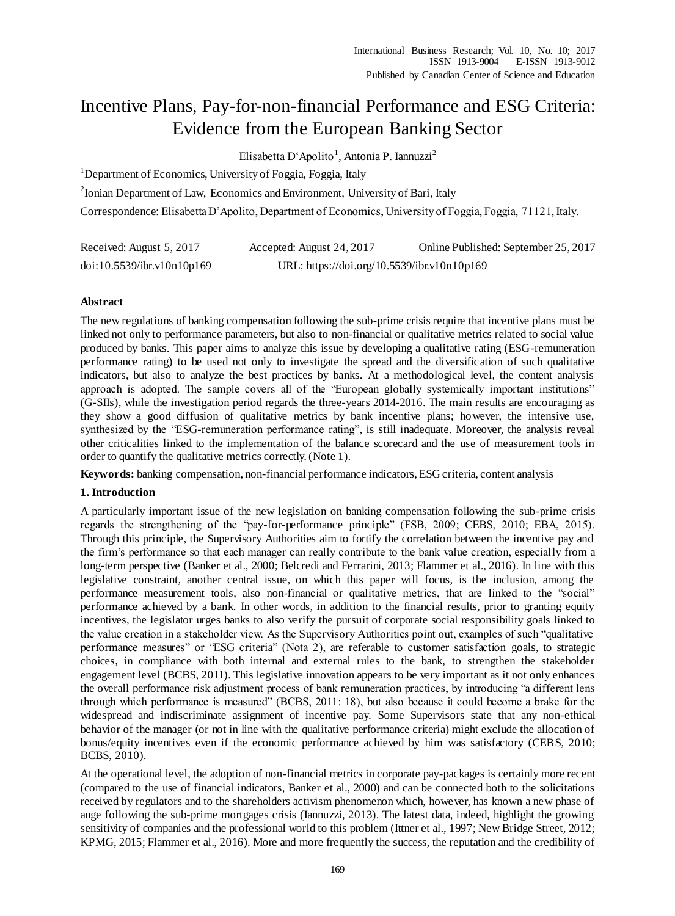# Incentive Plans, Pay-for-non-financial Performance and ESG Criteria: Evidence from the European Banking Sector

Elisabetta D'Apolito[1], Antonia P. Iannuzzi[2]

[1]Department of Economics, University of Foggia, Foggia, Italy

[2]Ionian Department of Law, Economics and Environment, University of Bari, Italy

Correspondence: Elisabetta D'Apolito, Department of Economics, University of Foggia, Foggia, 71121, Italy.

Received: August 5, 2017 Accepted: August 24, 2017 Online Published: September 25, 2017

doi:10.5539/ibr.v10n10p169 URL: https://doi.org/10.5539/ibr.v10n10p169

## Abstract

The new regulations of banking compensation following the sub-prime crisis require that incentive plans must be linked not only to performance parameters, but also to non-financial or qualitative metrics related to social value produced by banks. This paper aims to analyze this issue by developing a qualitative rating (ESG-remuneration performance rating) to be used not only to investigate the spread and the diversification of such qualitative indicators, but also to analyze the best practices by banks. At a methodological level, the content analysis approach is adopted. The sample covers all of the "European globally systemically important institutions" (G-SIIs), while the investigation period regards the three-years 2014-2016. The main results are encouraging as they show a good diffusion of qualitative metrics by bank incentive plans; however, the intensive use, synthesized by the "ESG-remuneration performance rating", is still inadequate. Moreover, the analysis reveal other criticalities linked to the implementation of the balance scorecard and the use of measurement tools in order to quantify the qualitative metrics correctly. (Note 1).

**Keywords:** banking compensation, non-financial performance indicators, ESG criteria, content analysis

## 1. Introduction

A particularly important issue of the new legislation on banking compensation following the sub-prime crisis regards the strengthening of the "pay-for-performance principle" (FSB, 2009; CEBS, 2010; EBA, 2015). Through this principle, the Supervisory Authorities aim to fortify the correlation between the incentive pay and the firm's performance so that each manager can really contribute to the bank value creation, especially from a long-term perspective (Banker et al., 2000; Belcredi and Ferrarini, 2013; Flammer et al., 2016). In line with this legislative constraint, another central issue, on which this paper will focus, is the inclusion, among the performance measurement tools, also non-financial or qualitative metrics, that are linked to the "social" performance achieved by a bank. In other words, in addition to the financial results, prior to granting equity incentives, the legislator urges banks to also verify the pursuit of corporate social responsibility goals linked to the value creation in a stakeholder view. As the Supervisory Authorities point out, examples of such "qualitative performance measures" or "ESG criteria" (Nota 2), are referable to customer satisfaction goals, to strategic choices, in compliance with both internal and external rules to the bank, to strengthen the stakeholder engagement level (BCBS, 2011). This legislative innovation appears to be very important as it not only enhances the overall performance risk adjustment process of bank remuneration practices, by introducing "a different lens through which performance is measured" (BCBS, 2011: 18), but also because it could become a brake for the widespread and indiscriminate assignment of incentive pay. Some Supervisors state that any non-ethical behavior of the manager (or not in line with the qualitative performance criteria) might exclude the allocation of bonus/equity incentives even if the economic performance achieved by him was satisfactory (CEBS, 2010; BCBS, 2010).

At the operational level, the adoption of non-financial metrics in corporate pay-packages is certainly more recent (compared to the use of financial indicators, Banker et al., 2000) and can be connected both to the solicitations received by regulators and to the shareholders activism phenomenon which, however, has known a new phase of auge following the sub-prime mortgages crisis (Iannuzzi, 2013). The latest data, indeed, highlight the growing sensitivity of companies and the professional world to this problem (Ittner et al., 1997; New Bridge Street, 2012; KPMG, 2015; Flammer et al., 2016). More and more frequently the success, the reputation and the credibility of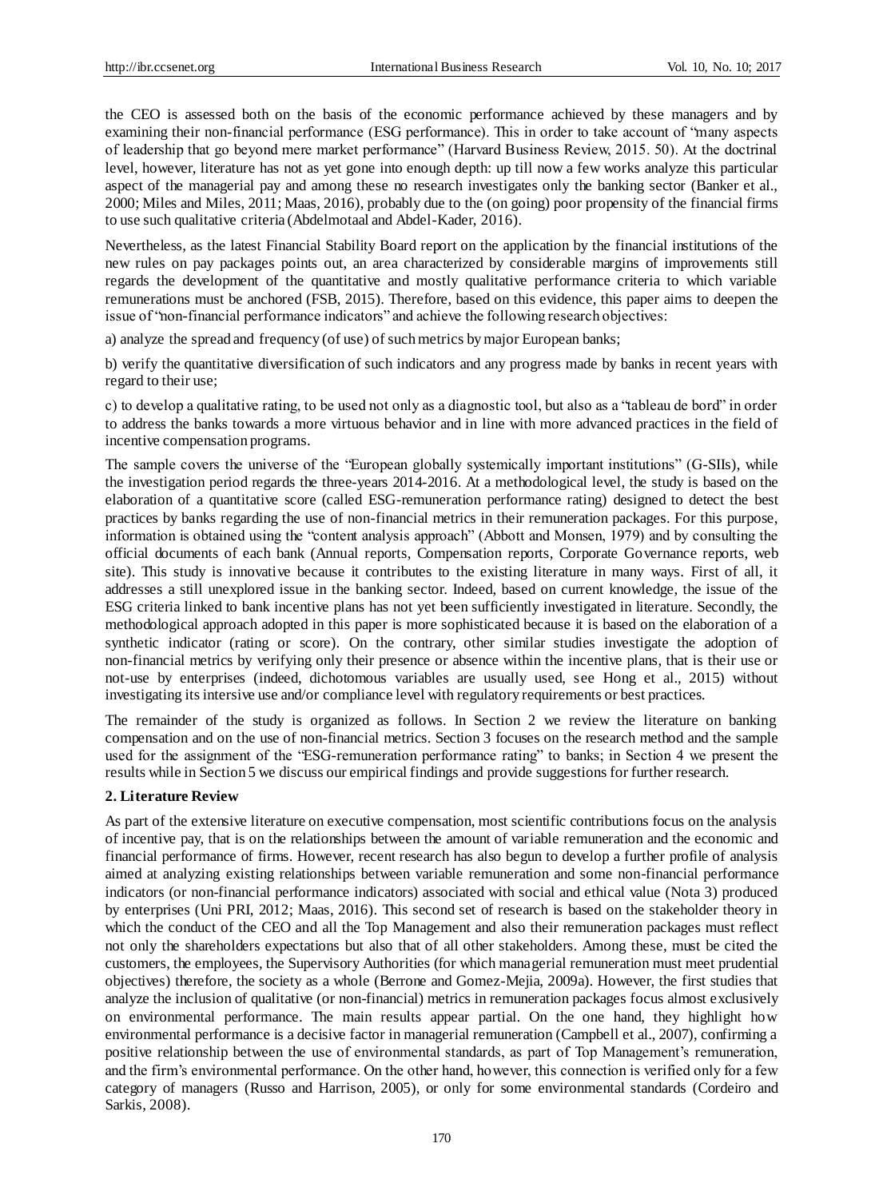the CEO is assessed both on the basis of the economic performance achieved by these managers and by examining their non-financial performance (ESG performance). This in order to take account of "many aspects of leadership that go beyond mere market performance" (Harvard Business Review, 2015. 50). At the doctrinal level, however, literature has not as yet gone into enough depth: up till now a few works analyze this particular aspect of the managerial pay and among these no research investigates only the banking sector (Banker et al., 2000; Miles and Miles, 2011; Maas, 2016), probably due to the (on going) poor propensity of the financial firms to use such qualitative criteria (Abdelmotaal and Abdel-Kader, 2016).

Nevertheless, as the latest Financial Stability Board report on the application by the financial institutions of the new rules on pay packages points out, an area characterized by considerable margins of improvements still regards the development of the quantitative and mostly qualitative performance criteria to which variable remunerations must be anchored (FSB, 2015). Therefore, based on this evidence, this paper aims to deepen the issue of "non-financial performance indicators" and achieve the following research objectives:

a) analyze the spread and frequency (of use) of such metrics by major European banks;

b) verify the quantitative diversification of such indicators and any progress made by banks in recent years with regard to their use;

c) to develop a qualitative rating, to be used not only as a diagnostic tool, but also as a "tableau de bord" in order to address the banks towards a more virtuous behavior and in line with more advanced practices in the field of incentive compensation programs.

The sample covers the universe of the "European globally systemically important institutions" (G-SIIs), while the investigation period regards the three-years 2014-2016. At a methodological level, the study is based on the elaboration of a quantitative score (called ESG-remuneration performance rating) designed to detect the best practices by banks regarding the use of non-financial metrics in their remuneration packages. For this purpose, information is obtained using the "content analysis approach" (Abbott and Monsen, 1979) and by consulting the official documents of each bank (Annual reports, Compensation reports, Corporate Governance reports, web site). This study is innovative because it contributes to the existing literature in many ways. First of all, it addresses a still unexplored issue in the banking sector. Indeed, based on current knowledge, the issue of the ESG criteria linked to bank incentive plans has not yet been sufficiently investigated in literature. Secondly, the methodological approach adopted in this paper is more sophisticated because it is based on the elaboration of a synthetic indicator (rating or score). On the contrary, other similar studies investigate the adoption of non-financial metrics by verifying only their presence or absence within the incentive plans, that is their use or not-use by enterprises (indeed, dichotomous variables are usually used, see Hong et al., 2015) without investigating its intensive use and/or compliance level with regulatory requirements or best practices.

The remainder of the study is organized as follows. In Section 2 we review the literature on banking compensation and on the use of non-financial metrics. Section 3 focuses on the research method and the sample used for the assignment of the "ESG-remuneration performance rating" to banks; in Section 4 we present the results while in Section 5 we discuss our empirical findings and provide suggestions for further research.

## 2. Literature Review

As part of the extensive literature on executive compensation, most scientific contributions focus on the analysis of incentive pay, that is on the relationships between the amount of variable remuneration and the economic and financial performance of firms. However, recent research has also begun to develop a further profile of analysis aimed at analyzing existing relationships between variable remuneration and some non-financial performance indicators (or non-financial performance indicators) associated with social and ethical value (Nota 3) produced by enterprises (Uni PRI, 2012; Maas, 2016). This second set of research is based on the stakeholder theory in which the conduct of the CEO and all the Top Management and also their remuneration packages must reflect not only the shareholders expectations but also that of all other stakeholders. Among these, must be cited the customers, the employees, the Supervisory Authorities (for which managerial remuneration must meet prudential objectives) therefore, the society as a whole (Berrone and Gomez-Mejia, 2009a). However, the first studies that analyze the inclusion of qualitative (or non-financial) metrics in remuneration packages focus almost exclusively on environmental performance. The main results appear partial. On the one hand, they highlight how environmental performance is a decisive factor in managerial remuneration (Campbell et al., 2007), confirming a positive relationship between the use of environmental standards, as part of Top Management's remuneration, and the firm's environmental performance. On the other hand, however, this connection is verified only for a few category of managers (Russo and Harrison, 2005), or only for some environmental standards (Cordeiro and Sarkis, 2008).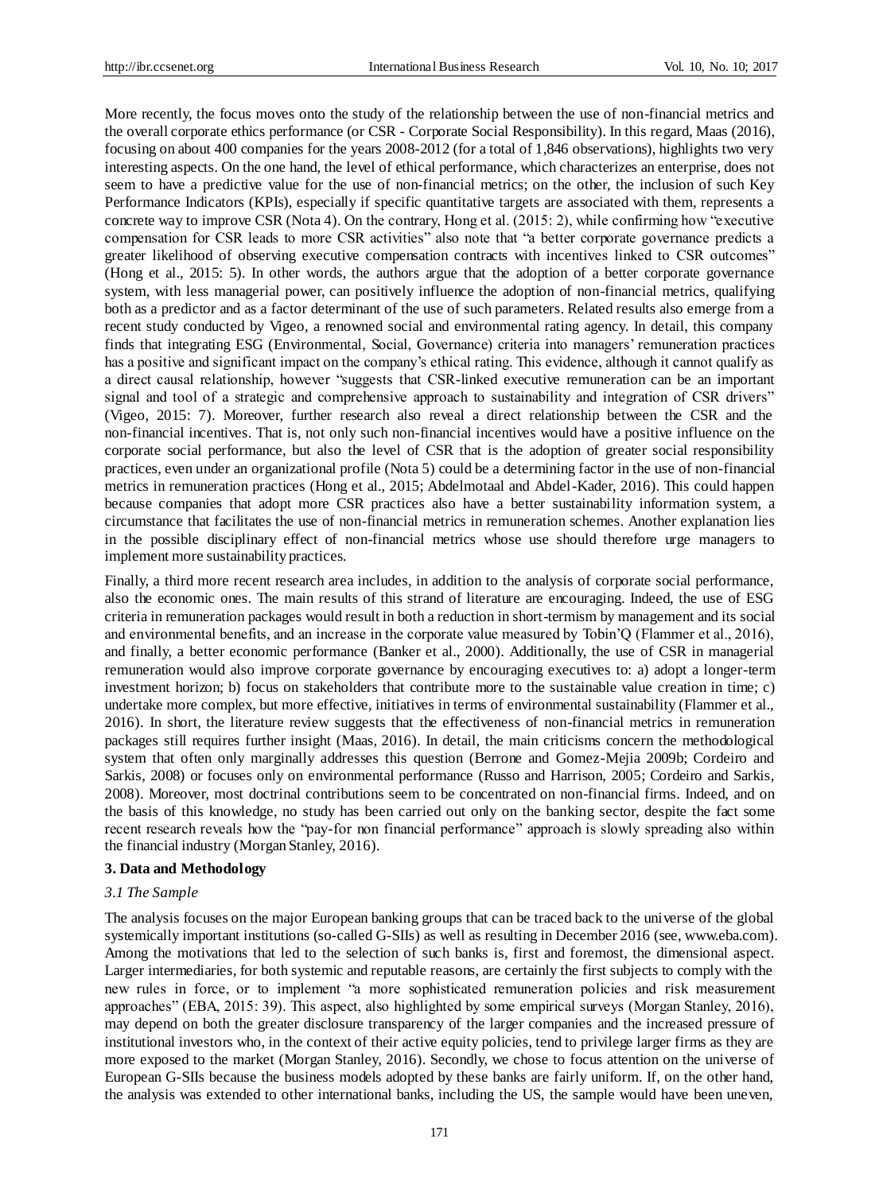More recently, the focus moves onto the study of the relationship between the use of non-financial metrics and the overall corporate ethics performance (or CSR - Corporate Social Responsibility). In this regard, Maas (2016), focusing on about 400 companies for the years 2008-2012 (for a total of 1,846 observations), highlights two very interesting aspects. On the one hand, the level of ethical performance, which characterizes an enterprise, does not seem to have a predictive value for the use of non-financial metrics; on the other, the inclusion of such Key Performance Indicators (KPIs), especially if specific quantitative targets are associated with them, represents a concrete way to improve CSR (Nota 4). On the contrary, Hong et al. (2015: 2), while confirming how "executive compensation for CSR leads to more CSR activities" also note that "a better corporate governance predicts a greater likelihood of observing executive compensation contracts with incentives linked to CSR outcomes" (Hong et al., 2015: 5). In other words, the authors argue that the adoption of a better corporate governance system, with less managerial power, can positively influence the adoption of non-financial metrics, qualifying both as a predictor and as a factor determinant of the use of such parameters. Related results also emerge from a recent study conducted by Vigeo, a renowned social and environmental rating agency. In detail, this company finds that integrating ESG (Environmental, Social, Governance) criteria into managers' remuneration practices has a positive and significant impact on the company's ethical rating. This evidence, although it cannot qualify as a direct causal relationship, however "suggests that CSR-linked executive remuneration can be an important signal and tool of a strategic and comprehensive approach to sustainability and integration of CSR drivers" (Vigeo, 2015: 7). Moreover, further research also reveal a direct relationship between the CSR and the non-financial incentives. That is, not only such non-financial incentives would have a positive influence on the corporate social performance, but also the level of CSR that is the adoption of greater social responsibility practices, even under an organizational profile (Nota 5) could be a determining factor in the use of non-financial metrics in remuneration practices (Hong et al., 2015; Abdelmotaal and Abdel-Kader, 2016). This could happen because companies that adopt more CSR practices also have a better sustainability information system, a circumstance that facilitates the use of non-financial metrics in remuneration schemes. Another explanation lies in the possible disciplinary effect of non-financial metrics whose use should therefore urge managers to implement more sustainability practices.

Finally, a third more recent research area includes, in addition to the analysis of corporate social performance, also the economic ones. The main results of this strand of literature are encouraging. Indeed, the use of ESG criteria in remuneration packages would result in both a reduction in short-termism by management and its social and environmental benefits, and an increase in the corporate value measured by Tobin'Q (Flammer et al., 2016), and finally, a better economic performance (Banker et al., 2000). Additionally, the use of CSR in managerial remuneration would also improve corporate governance by encouraging executives to: a) adopt a longer-term investment horizon; b) focus on stakeholders that contribute more to the sustainable value creation in time; c) undertake more complex, but more effective, initiatives in terms of environmental sustainability (Flammer et al., 2016). In short, the literature review suggests that the effectiveness of non-financial metrics in remuneration packages still requires further insight (Maas, 2016). In detail, the main criticisms concern the methodological system that often only marginally addresses this question (Berrone and Gomez-Mejia 2009b; Cordeiro and Sarkis, 2008) or focuses only on environmental performance (Russo and Harrison, 2005; Cordeiro and Sarkis, 2008). Moreover, most doctrinal contributions seem to be concentrated on non-financial firms. Indeed, and on the basis of this knowledge, no study has been carried out only on the banking sector, despite the fact some recent research reveals how the "pay-for non financial performance" approach is slowly spreading also within the financial industry (Morgan Stanley, 2016).

## 3. Data and Methodology

### *3.1 The Sample*

The analysis focuses on the major European banking groups that can be traced back to the universe of the global systemically important institutions (so-called G-SIIs) as well as resulting in December 2016 (see, www.eba.com). Among the motivations that led to the selection of such banks is, first and foremost, the dimensional aspect. Larger intermediaries, for both systemic and reputable reasons, are certainly the first subjects to comply with the new rules in force, or to implement "a more sophisticated remuneration policies and risk measurement approaches" (EBA, 2015: 39). This aspect, also highlighted by some empirical surveys (Morgan Stanley, 2016), may depend on both the greater disclosure transparency of the larger companies and the increased pressure of institutional investors who, in the context of their active equity policies, tend to privilege larger firms as they are more exposed to the market (Morgan Stanley, 2016). Secondly, we chose to focus attention on the universe of European G-SIIs because the business models adopted by these banks are fairly uniform. If, on the other hand, the analysis was extended to other international banks, including the US, the sample would have been uneven,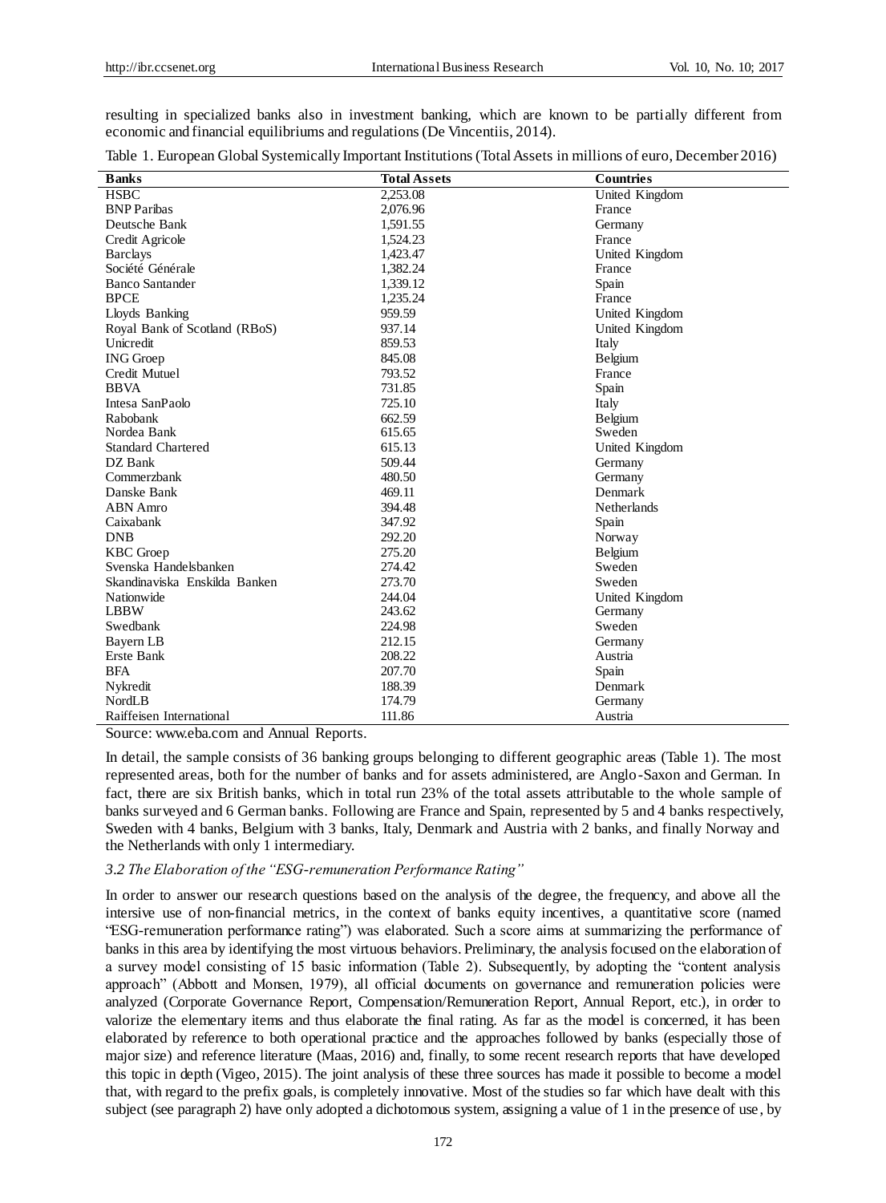resulting in specialized banks also in investment banking, which are known to be partially different from economic and financial equilibriums and regulations (De Vincentiis, 2014).

Table 1. European Global Systemically Important Institutions (Total Assets in millions of euro, December 2016)

| Banks | Total Assets | Countries |
|---|---|---|
| HSBC | 2,253.08 | United Kingdom |
| BNP Paribas | 2,076.96 | France |
| Deutsche Bank | 1,591.55 | Germany |
| Credit Agricole | 1,524.23 | France |
| Barclays | 1,423.47 | United Kingdom |
| Société Générale | 1,382.24 | France |
| Banco Santander | 1,339.12 | Spain |
| BPCE | 1,235.24 | France |
| Lloyds Banking | 959.59 | United Kingdom |
| Royal Bank of Scotland (RBoS) | 937.14 | United Kingdom |
| Unicredit | 859.53 | Italy |
| ING Groep | 845.08 | Belgium |
| Credit Mutuel | 793.52 | France |
| BBVA | 731.85 | Spain |
| Intesa SanPaolo | 725.10 | Italy |
| Rabobank | 662.59 | Belgium |
| Nordea Bank | 615.65 | Sweden |
| Standard Chartered | 615.13 | United Kingdom |
| DZ Bank | 509.44 | Germany |
| Commerzbank | 480.50 | Germany |
| Danske Bank | 469.11 | Denmark |
| ABN Amro | 394.48 | Netherlands |
| Caixabank | 347.92 | Spain |
| DNB | 292.20 | Norway |
| KBC Groep | 275.20 | Belgium |
| Svenska Handelsbanken | 274.42 | Sweden |
| Skandinaviska Enskilda Banken | 273.70 | Sweden |
| Nationwide | 244.04 | United Kingdom |
| LBBW | 243.62 | Germany |
| Swedbank | 224.98 | Sweden |
| Bayern LB | 212.15 | Germany |
| Erste Bank | 208.22 | Austria |
| BFA | 207.70 | Spain |
| Nykredit | 188.39 | Denmark |
| NordLB | 174.79 | Germany |
| Raiffeisen International | 111.86 | Austria |

Source: www.eba.com and Annual Reports.

In detail, the sample consists of 36 banking groups belonging to different geographic areas (Table 1). The most represented areas, both for the number of banks and for assets administered, are Anglo-Saxon and German. In fact, there are six British banks, which in total run 23% of the total assets attributable to the whole sample of banks surveyed and 6 German banks. Following are France and Spain, represented by 5 and 4 banks respectively, Sweden with 4 banks, Belgium with 3 banks, Italy, Denmark and Austria with 2 banks, and finally Norway and the Netherlands with only 1 intermediary.

### *3.2 The Elaboration of the "ESG-remuneration Performance Rating"*

In order to answer our research questions based on the analysis of the degree, the frequency, and above all the intersive use of non-financial metrics, in the context of banks equity incentives, a quantitative score (named "ESG-remuneration performance rating") was elaborated. Such a score aims at summarizing the performance of banks in this area by identifying the most virtuous behaviors. Preliminary, the analysis focused on the elaboration of a survey model consisting of 15 basic information (Table 2). Subsequently, by adopting the "content analysis approach" (Abbott and Monsen, 1979), all official documents on governance and remuneration policies were analyzed (Corporate Governance Report, Compensation/Remuneration Report, Annual Report, etc.), in order to valorize the elementary items and thus elaborate the final rating. As far as the model is concerned, it has been elaborated by reference to both operational practice and the approaches followed by banks (especially those of major size) and reference literature (Maas, 2016) and, finally, to some recent research reports that have developed this topic in depth (Vigeo, 2015). The joint analysis of these three sources has made it possible to become a model that, with regard to the prefix goals, is completely innovative. Most of the studies so far which have dealt with this subject (see paragraph 2) have only adopted a dichotomous system, assigning a value of 1 in the presence of use, by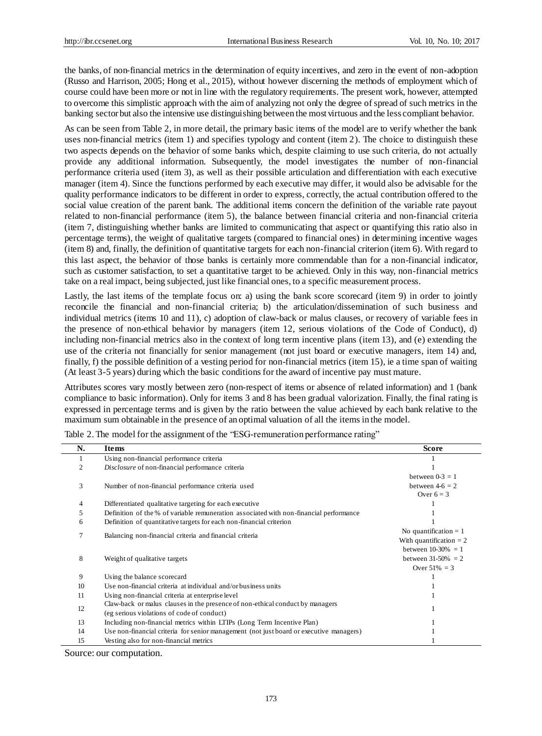the banks, of non-financial metrics in the determination of equity incentives, and zero in the event of non-adoption (Russo and Harrison, 2005; Hong et al., 2015), without however discerning the methods of employment which of course could have been more or not in line with the regulatory requirements. The present work, however, attempted to overcome this simplistic approach with the aim of analyzing not only the degree of spread of such metrics in the banking sector but also the intensive use distinguishing between the most virtuous and the less compliant behavior.

As can be seen from Table 2, in more detail, the primary basic items of the model are to verify whether the bank uses non-financial metrics (item 1) and specifies typology and content (item 2). The choice to distinguish these two aspects depends on the behavior of some banks which, despite claiming to use such criteria, do not actually provide any additional information. Subsequently, the model investigates the number of non-financial performance criteria used (item 3), as well as their possible articulation and differentiation with each executive manager (item 4). Since the functions performed by each executive may differ, it would also be advisable for the quality performance indicators to be different in order to express, correctly, the actual contribution offered to the social value creation of the parent bank. The additional items concern the definition of the variable rate payout related to non-financial performance (item 5), the balance between financial criteria and non-financial criteria (item 7, distinguishing whether banks are limited to communicating that aspect or quantifying this ratio also in percentage terms), the weight of qualitative targets (compared to financial ones) in determining incentive wages (item 8) and, finally, the definition of quantitative targets for each non-financial criterion (item 6). With regard to this last aspect, the behavior of those banks is certainly more commendable than for a non-financial indicator, such as customer satisfaction, to set a quantitative target to be achieved. Only in this way, non-financial metrics take on a real impact, being subjected, just like financial ones, to a specific measurement process.

Lastly, the last items of the template focus on: a) using the bank score scorecard (item 9) in order to jointly reconcile the financial and non-financial criteria; b) the articulation/dissemination of such business and individual metrics (items 10 and 11), c) adoption of claw-back or malus clauses, or recovery of variable fees in the presence of non-ethical behavior by managers (item 12, serious violations of the Code of Conduct), d) including non-financial metrics also in the context of long term incentive plans (item 13), and (e) extending the use of the criteria not financially for senior management (not just board or executive managers, item 14) and, finally, f) the possible definition of a vesting period for non-financial metrics (item 15), ie a time span of waiting (At least 3-5 years) during which the basic conditions for the award of incentive pay must mature.

Attributes scores vary mostly between zero (non-respect of items or absence of related information) and 1 (bank compliance to basic information). Only for items 3 and 8 has been gradual valorization. Finally, the final rating is expressed in percentage terms and is given by the ratio between the value achieved by each bank relative to the maximum sum obtainable in the presence of an optimal valuation of all the items in the model.

Table 2. The model for the assignment of the "ESG-remuneration performance rating"

| N. | Items | Score |
|---|---|---|
| 1 | Using non-financial performance criteria | 1 |
| 2 | *Disclosure* of non-financial performance criteria | 1 |
| 3 | Number of non-financial performance criteria used | between 0-3 = 1<br>between 4-6 = 2<br>Over 6 = 3 |
| 4 | Differentiated qualitative targeting for each executive | 1 |
| 5 | Definition of the % of variable remuneration associated with non-financial performance | 1 |
| 6 | Definition of quantitative targets for each non-financial criterion | 1 |
| 7 | Balancing non-financial criteria and financial criteria | No quantification = 1<br>With quantification = 2 |
| 8 | Weight of qualitative targets | between 10-30% = 1<br>between 31-50% = 2<br>Over 51% = 3 |
| 9 | Using the balance scorecard | 1 |
| 10 | Use non-financial criteria at individual and/or business units | 1 |
| 11 | Using non-financial criteria at enterprise level | 1 |
| 12 | Claw-back or malus clauses in the presence of non-ethical conduct by managers (eg serious violations of code of conduct) | 1 |
| 13 | Including non-financial metrics within LTIPs (Long Term Incentive Plan) | 1 |
| 14 | Use non-financial criteria for senior management (not just board or executive managers) | 1 |
| 15 | Vesting also for non-financial metrics | 1 |

Source: our computation.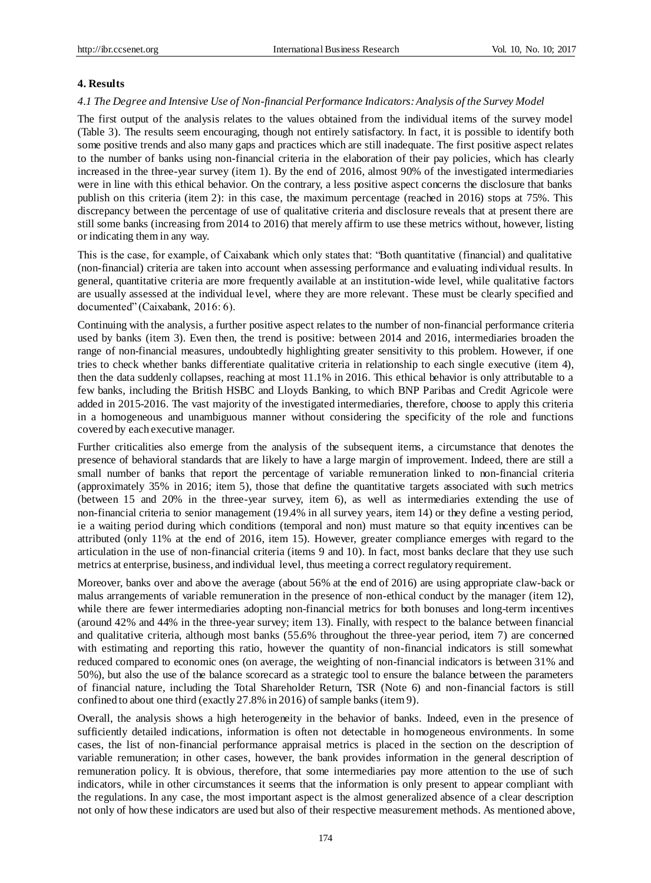## 4. Results

### *4.1 The Degree and Intensive Use of Non-financial Performance Indicators: Analysis of the Survey Model*

The first output of the analysis relates to the values obtained from the individual items of the survey model (Table 3). The results seem encouraging, though not entirely satisfactory. In fact, it is possible to identify both some positive trends and also many gaps and practices which are still inadequate. The first positive aspect relates to the number of banks using non-financial criteria in the elaboration of their pay policies, which has clearly increased in the three-year survey (item 1). By the end of 2016, almost 90% of the investigated intermediaries were in line with this ethical behavior. On the contrary, a less positive aspect concerns the disclosure that banks publish on this criteria (item 2): in this case, the maximum percentage (reached in 2016) stops at 75%. This discrepancy between the percentage of use of qualitative criteria and disclosure reveals that at present there are still some banks (increasing from 2014 to 2016) that merely affirm to use these metrics without, however, listing or indicating them in any way.

This is the case, for example, of Caixabank which only states that: "Both quantitative (financial) and qualitative (non-financial) criteria are taken into account when assessing performance and evaluating individual results. In general, quantitative criteria are more frequently available at an institution-wide level, while qualitative factors are usually assessed at the individual level, where they are more relevant. These must be clearly specified and documented" (Caixabank, 2016: 6).

Continuing with the analysis, a further positive aspect relates to the number of non-financial performance criteria used by banks (item 3). Even then, the trend is positive: between 2014 and 2016, intermediaries broaden the range of non-financial measures, undoubtedly highlighting greater sensitivity to this problem. However, if one tries to check whether banks differentiate qualitative criteria in relationship to each single executive (item 4), then the data suddenly collapses, reaching at most 11.1% in 2016. This ethical behavior is only attributable to a few banks, including the British HSBC and Lloyds Banking, to which BNP Paribas and Credit Agricole were added in 2015-2016. The vast majority of the investigated intermediaries, therefore, choose to apply this criteria in a homogeneous and unambiguous manner without considering the specificity of the role and functions covered by each executive manager.

Further criticalities also emerge from the analysis of the subsequent items, a circumstance that denotes the presence of behavioral standards that are likely to have a large margin of improvement. Indeed, there are still a small number of banks that report the percentage of variable remuneration linked to non-financial criteria (approximately 35% in 2016; item 5), those that define the quantitative targets associated with such metrics (between 15 and 20% in the three-year survey, item 6), as well as intermediaries extending the use of non-financial criteria to senior management (19.4% in all survey years, item 14) or they define a vesting period, ie a waiting period during which conditions (temporal and non) must mature so that equity incentives can be attributed (only 11% at the end of 2016, item 15). However, greater compliance emerges with regard to the articulation in the use of non-financial criteria (items 9 and 10). In fact, most banks declare that they use such metrics at enterprise, business, and individual level, thus meeting a correct regulatory requirement.

Moreover, banks over and above the average (about 56% at the end of 2016) are using appropriate claw-back or malus arrangements of variable remuneration in the presence of non-ethical conduct by the manager (item 12), while there are fewer intermediaries adopting non-financial metrics for both bonuses and long-term incentives (around 42% and 44% in the three-year survey; item 13). Finally, with respect to the balance between financial and qualitative criteria, although most banks (55.6% throughout the three-year period, item 7) are concerned with estimating and reporting this ratio, however the quantity of non-financial indicators is still somewhat reduced compared to economic ones (on average, the weighting of non-financial indicators is between 31% and 50%), but also the use of the balance scorecard as a strategic tool to ensure the balance between the parameters of financial nature, including the Total Shareholder Return, TSR (Note 6) and non-financial factors is still confined to about one third (exactly 27.8% in 2016) of sample banks (item 9).

Overall, the analysis shows a high heterogeneity in the behavior of banks. Indeed, even in the presence of sufficiently detailed indications, information is often not detectable in homogeneous environments. In some cases, the list of non-financial performance appraisal metrics is placed in the section on the description of variable remuneration; in other cases, however, the bank provides information in the general description of remuneration policy. It is obvious, therefore, that some intermediaries pay more attention to the use of such indicators, while in other circumstances it seems that the information is only present to appear compliant with the regulations. In any case, the most important aspect is the almost generalized absence of a clear description not only of how these indicators are used but also of their respective measurement methods. As mentioned above,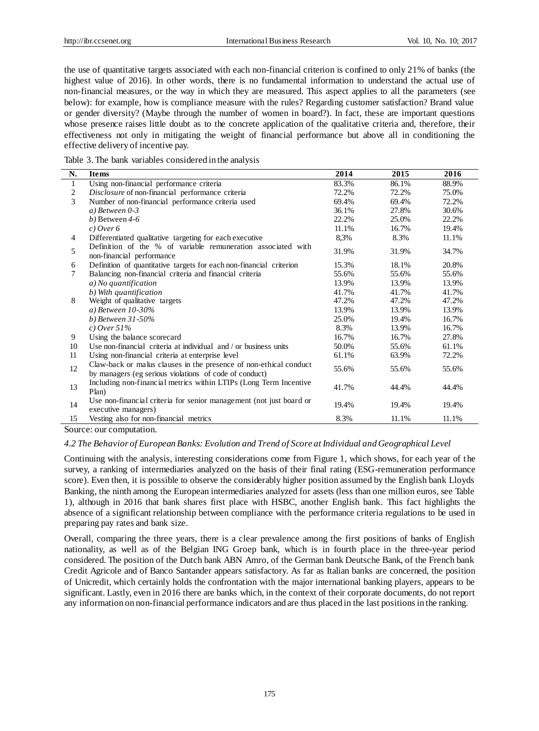the use of quantitative targets associated with each non-financial criterion is confined to only 21% of banks (the highest value of 2016). In other words, there is no fundamental information to understand the actual use of non-financial measures, or the way in which they are measured. This aspect applies to all the parameters (see below): for example, how is compliance measure with the rules? Regarding customer satisfaction? Brand value or gender diversity? (Maybe through the number of women in board?). In fact, these are important questions whose presence raises little doubt as to the concrete application of the qualitative criteria and, therefore, their effectiveness not only in mitigating the weight of financial performance but above all in conditioning the effective delivery of incentive pay.

Table 3. The bank variables considered in the analysis

| N. | Items | 2014 | 2015 | 2016 |
|---|---|---|---|---|
| 1 | Using non-financial performance criteria | 83.3% | 86.1% | 88.9% |
| 2 | *Disclosure* of non-financial performance criteria | 72.2% | 72.2% | 75.0% |
| 3 | Number of non-financial performance criteria used | 69.4% | 69.4% | 72.2% |
| | *a) Between 0-3* | 36.1% | 27.8% | 30.6% |
| | *b)* Between *4-6* | 22.2% | 25.0% | 22.2% |
| | *c) Over 6* | 11.1% | 16.7% | 19.4% |
| 4 | Differentiated qualitative targeting for each executive | 8,3% | 8.3% | 11.1% |
| 5 | Definition of the % of variable remuneration associated with non-financial performance | 31.9% | 31.9% | 34.7% |
| 6 | Definition of quantitative targets for each non-financial criterion | 15.3% | 18.1% | 20.8% |
| 7 | Balancing non-financial criteria and financial criteria | 55.6% | 55.6% | 55.6% |
| | *a) No quantification* | 13.9% | 13.9% | 13.9% |
| | *b) With quantification* | 41.7% | 41.7% | 41.7% |
| 8 | Weight of qualitative targets | 47.2% | 47.2% | 47.2% |
| | *a) Between 10-30%* | 13.9% | 13.9% | 13.9% |
| | *b) Between 31-50%* | 25.0% | 19.4% | 16.7% |
| | *c) Over 51%* | 8.3% | 13.9% | 16.7% |
| 9 | Using the balance scorecard | 16.7% | 16.7% | 27.8% |
| 10 | Use non-financial criteria at individual and / or business units | 50.0% | 55.6% | 61.1% |
| 11 | Using non-financial criteria at enterprise level | 61.1% | 63.9% | 72.2% |
| 12 | Claw-back or malus clauses in the presence of non-ethical conduct by managers (eg serious violations of code of conduct) | 55.6% | 55.6% | 55.6% |
| 13 | Including non-financial metrics within LTIPs (Long Term Incentive Plan) | 41.7% | 44.4% | 44.4% |
| 14 | Use non-financial criteria for senior management (not just board or executive managers) | 19.4% | 19.4% | 19.4% |
| 15 | Vesting also for non-financial metrics | 8.3% | 11.1% | 11.1% |

Source: our computation.

### *4.2 The Behavior of European Banks: Evolution and Trend of Score at Individual and Geographical Level*

Continuing with the analysis, interesting considerations come from Figure 1, which shows, for each year of the survey, a ranking of intermediaries analyzed on the basis of their final rating (ESG-remuneration performance score). Even then, it is possible to observe the considerably higher position assumed by the English bank Lloyds Banking, the ninth among the European intermediaries analyzed for assets (less than one million euros, see Table 1), although in 2016 that bank shares first place with HSBC, another English bank. This fact highlights the absence of a significant relationship between compliance with the performance criteria regulations to be used in preparing pay rates and bank size.

Overall, comparing the three years, there is a clear prevalence among the first positions of banks of English nationality, as well as of the Belgian ING Groep bank, which is in fourth place in the three-year period considered. The position of the Dutch bank ABN Amro, of the German bank Deutsche Bank, of the French bank Credit Agricole and of Banco Santander appears satisfactory. As far as Italian banks are concerned, the position of Unicredit, which certainly holds the confrontation with the major international banking players, appears to be significant. Lastly, even in 2016 there are banks which, in the context of their corporate documents, do not report any information on non-financial performance indicators and are thus placed in the last positions in the ranking.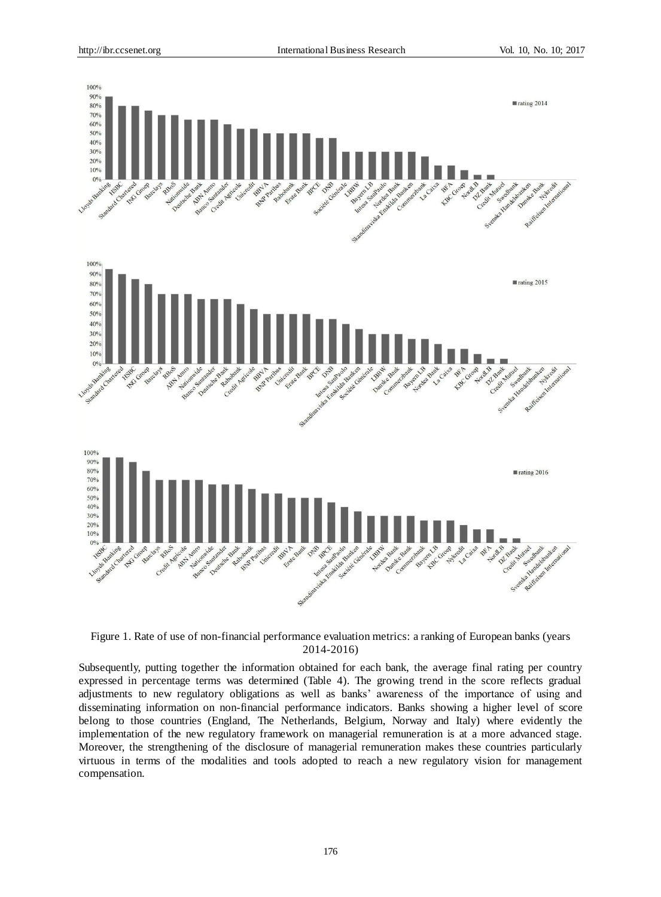Figure 1. Rate of use of non-financial performance evaluation metrics: a ranking of European banks (years 2014-2016)

Subsequently, putting together the information obtained for each bank, the average final rating per country expressed in percentage terms was determined (Table 4). The growing trend in the score reflects gradual adjustments to new regulatory obligations as well as banks' awareness of the importance of using and disseminating information on non-financial performance indicators. Banks showing a higher level of score belong to those countries (England, The Netherlands, Belgium, Norway and Italy) where evidently the implementation of the new regulatory framework on managerial remuneration is at a more advanced stage. Moreover, the strengthening of the disclosure of managerial remuneration makes these countries particularly virtuous in terms of the modalities and tools adopted to reach a new regulatory vision for management compensation.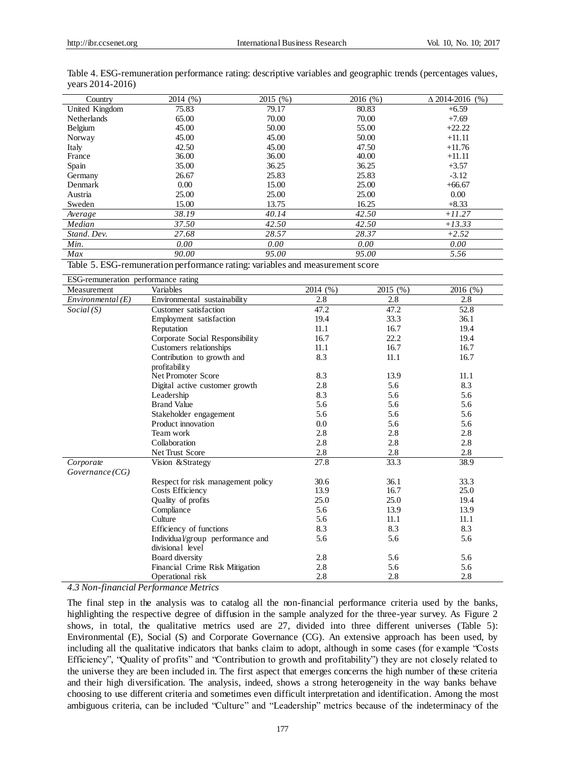Table 4. ESG-remuneration performance rating: descriptive variables and geographic trends (percentages values, years 2014-2016)

| Country | 2014 (%) | 2015 (%) | 2016 (%) | Δ 2014-2016 (%) |
|---|---|---|---|---|
| United Kingdom | 75.83 | 79.17 | 80.83 | +6.59 |
| Netherlands | 65.00 | 70.00 | 70.00 | +7.69 |
| Belgium | 45.00 | 50.00 | 55.00 | +22.22 |
| Norway | 45.00 | 45.00 | 50.00 | +11.11 |
| Italy | 42.50 | 45.00 | 47.50 | +11.76 |
| France | 36.00 | 36.00 | 40.00 | +11.11 |
| Spain | 35.00 | 36.25 | 36.25 | +3.57 |
| Germany | 26.67 | 25.83 | 25.83 | -3.12 |
| Denmark | 0.00 | 15.00 | 25.00 | +66.67 |
| Austria | 25.00 | 25.00 | 25.00 | 0.00 |
| Sweden | 15.00 | 13.75 | 16.25 | +8.33 |
| *Average* | *38.19* | *40.14* | *42.50* | *+11.27* |
| *Median* | *37.50* | *42.50* | *42.50* | *+13.33* |
| *Stand. Dev.* | *27.68* | *28.57* | *28.37* | *+2.52* |
| *Min.* | *0.00* | *0.00* | *0.00* | *0.00* |
| *Max* | *90.00* | *95.00* | *95.00* | *5.56* |

Table 5. ESG-remuneration performance rating: variables and measurement score

| ESG-remuneration performance rating | | | | |
|---|---|---|---|---|
| Measurement | Variables | 2014 (%) | 2015 (%) | 2016 (%) |
| *Environmental (E)* | Environmental sustainability | 2.8 | 2.8 | 2.8 |
| *Social (S)* | Customer satisfaction | 47.2 | 47.2 | 52.8 |
| | Employment satisfaction | 19.4 | 33.3 | 36.1 |
| | Reputation | 11.1 | 16.7 | 19.4 |
| | Corporate Social Responsibility | 16.7 | 22.2 | 19.4 |
| | Customers relationships | 11.1 | 16.7 | 16.7 |
| | Contribution to growth and profitability | 8.3 | 11.1 | 16.7 |
| | Net Promoter Score | 8.3 | 13.9 | 11.1 |
| | Digital active customer growth | 2.8 | 5.6 | 8.3 |
| | Leadership | 8.3 | 5.6 | 5.6 |
| | Brand Value | 5.6 | 5.6 | 5.6 |
| | Stakeholder engagement | 5.6 | 5.6 | 5.6 |
| | Product innovation | 0.0 | 5.6 | 5.6 |
| | Team work | 2.8 | 2.8 | 2.8 |
| | Collaboration | 2.8 | 2.8 | 2.8 |
| | Net Trust Score | 2.8 | 2.8 | 2.8 |
| *Corporate Governance (CG)* | Vision &Strategy | 27.8 | 33.3 | 38.9 |
| | Respect for risk management policy | 30.6 | 36.1 | 33.3 |
| | Costs Efficiency | 13.9 | 16.7 | 25.0 |
| | Quality of profits | 25.0 | 25.0 | 19.4 |
| | Compliance | 5.6 | 13.9 | 13.9 |
| | Culture | 5.6 | 11.1 | 11.1 |
| | Efficiency of functions | 8.3 | 8.3 | 8.3 |
| | Individual/group performance and divisional level | 5.6 | 5.6 | 5.6 |
| | Board diversity | 2.8 | 5.6 | 5.6 |
| | Financial Crime Risk Mitigation | 2.8 | 5.6 | 5.6 |
| | Operational risk | 2.8 | 2.8 | 2.8 |

### *4.3 Non-financial Performance Metrics*

The final step in the analysis was to catalog all the non-financial performance criteria used by the banks, highlighting the respective degree of diffusion in the sample analyzed for the three-year survey. As Figure 2 shows, in total, the qualitative metrics used are 27, divided into three different universes (Table 5): Environmental (E), Social (S) and Corporate Governance (CG). An extensive approach has been used, by including all the qualitative indicators that banks claim to adopt, although in some cases (for example "Costs Efficiency", "Quality of profits" and "Contribution to growth and profitability") they are not closely related to the universe they are been included in. The first aspect that emerges concerns the high number of these criteria and their high diversification. The analysis, indeed, shows a strong heterogeneity in the way banks behave choosing to use different criteria and sometimes even difficult interpretation and identification. Among the most ambiguous criteria, can be included "Culture" and "Leadership" metrics because of the indeterminacy of the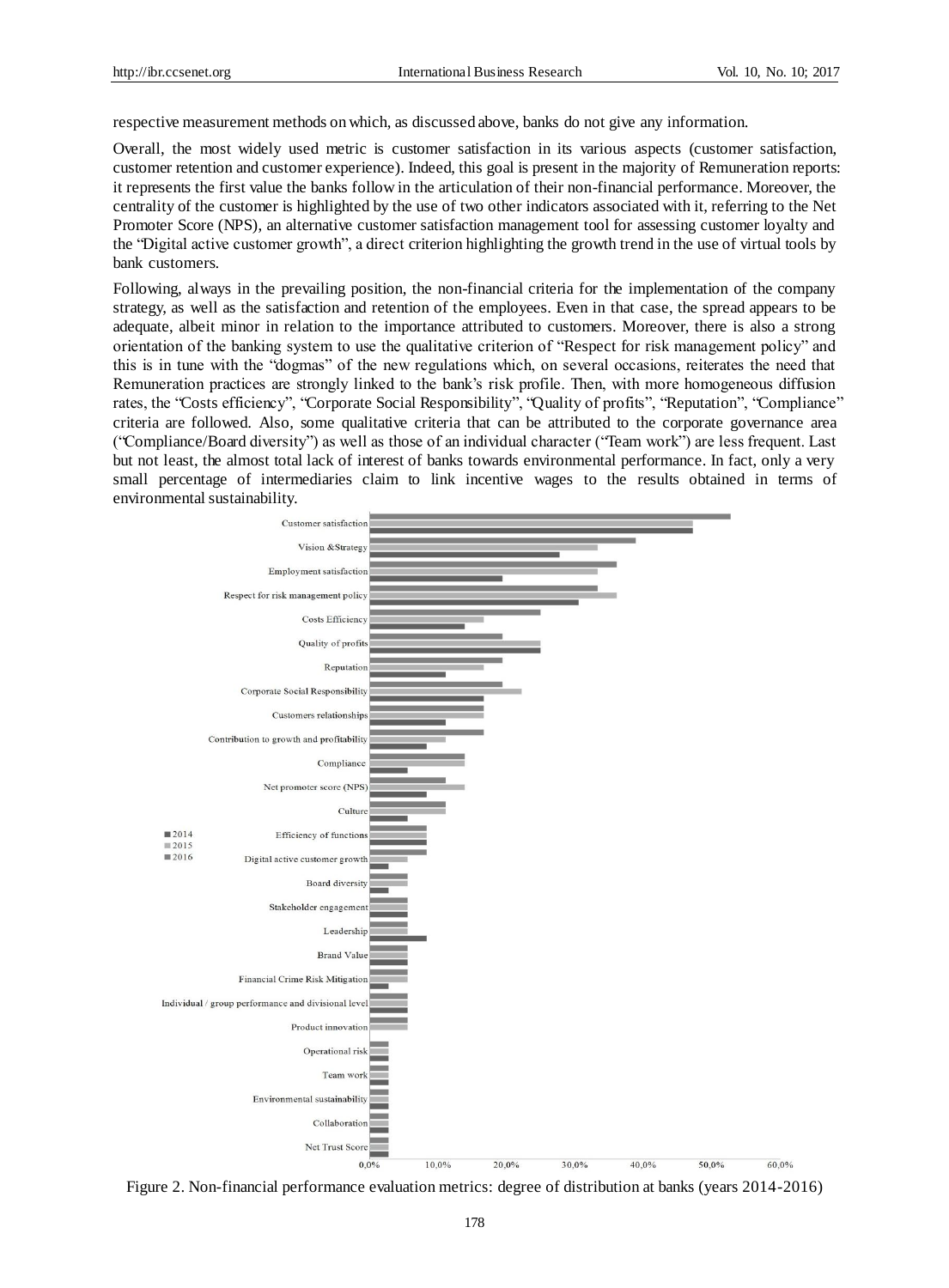respective measurement methods on which, as discussed above, banks do not give any information.

Overall, the most widely used metric is customer satisfaction in its various aspects (customer satisfaction, customer retention and customer experience). Indeed, this goal is present in the majority of Remuneration reports: it represents the first value the banks follow in the articulation of their non-financial performance. Moreover, the centrality of the customer is highlighted by the use of two other indicators associated with it, referring to the Net Promoter Score (NPS), an alternative customer satisfaction management tool for assessing customer loyalty and the "Digital active customer growth", a direct criterion highlighting the growth trend in the use of virtual tools by bank customers.

Following, always in the prevailing position, the non-financial criteria for the implementation of the company strategy, as well as the satisfaction and retention of the employees. Even in that case, the spread appears to be adequate, albeit minor in relation to the importance attributed to customers. Moreover, there is also a strong orientation of the banking system to use the qualitative criterion of "Respect for risk management policy" and this is in tune with the "dogmas" of the new regulations which, on several occasions, reiterates the need that Remuneration practices are strongly linked to the bank's risk profile. Then, with more homogeneous diffusion rates, the "Costs efficiency", "Corporate Social Responsibility", "Quality of profits", "Reputation", "Compliance" criteria are followed. Also, some qualitative criteria that can be attributed to the corporate governance area ("Compliance/Board diversity") as well as those of an individual character ("Team work") are less frequent. Last but not least, the almost total lack of interest of banks towards environmental performance. In fact, only a very small percentage of intermediaries claim to link incentive wages to the results obtained in terms of environmental sustainability.

Customer satisfaction
Vision &Strategy
Employment satisfaction
Respect for risk management policy
Costs Efficiency
Quality of profits
Reputation
Corporate Social Responsibility
Customers relationships
Contribution to growth and profitability
Compliance
Net promoter score (NPS)
Culture
Efficiency of functions
Digital active customer growth
Board diversity
Stakeholder engagement
Leadership
Brand Value
Financial Crime Risk Mitigation
Individual / group performance and divisional level
Product innovation
Operational risk
Team work
Environmental sustainability
Collaboration
Net Trust Score

2014
2015
2016

0,0% 10,0% 20,0% 30,0% 40,0% 50,0% 60,0%

Figure 2. Non-financial performance evaluation metrics: degree of distribution at banks (years 2014-2016)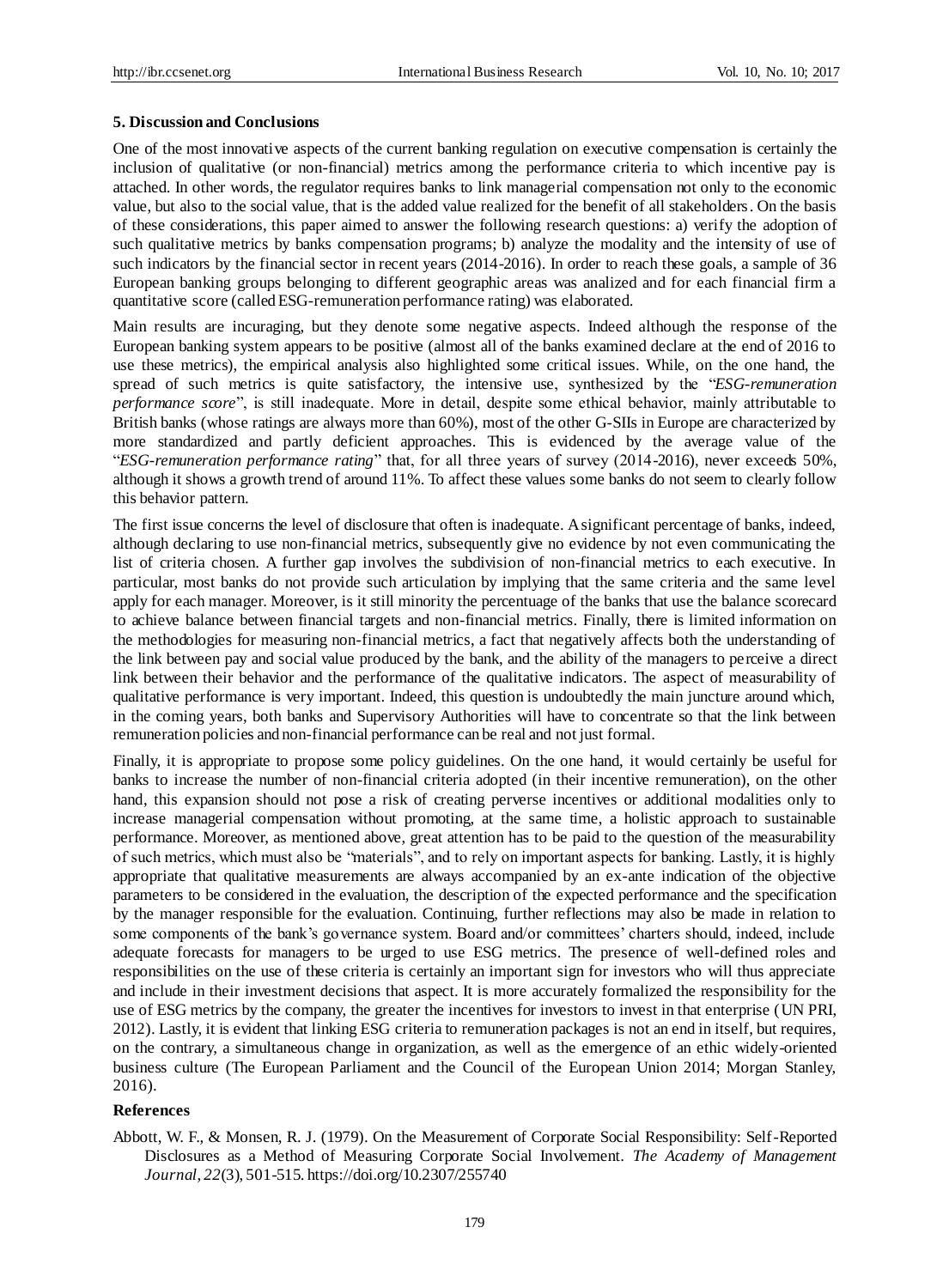## 5. Discussion and Conclusions

One of the most innovative aspects of the current banking regulation on executive compensation is certainly the inclusion of qualitative (or non-financial) metrics among the performance criteria to which incentive pay is attached. In other words, the regulator requires banks to link managerial compensation not only to the economic value, but also to the social value, that is the added value realized for the benefit of all stakeholders. On the basis of these considerations, this paper aimed to answer the following research questions: a) verify the adoption of such qualitative metrics by banks compensation programs; b) analyze the modality and the intensity of use of such indicators by the financial sector in recent years (2014-2016). In order to reach these goals, a sample of 36 European banking groups belonging to different geographic areas was analized and for each financial firm a quantitative score (called ESG-remuneration performance rating) was elaborated.

Main results are incuraging, but they denote some negative aspects. Indeed although the response of the European banking system appears to be positive (almost all of the banks examined declare at the end of 2016 to use these metrics), the empirical analysis also highlighted some critical issues. While, on the one hand, the spread of such metrics is quite satisfactory, the intensive use, synthesized by the "*ESG-remuneration performance score*", is still inadequate. More in detail, despite some ethical behavior, mainly attributable to British banks (whose ratings are always more than 60%), most of the other G-SIIs in Europe are characterized by more standardized and partly deficient approaches. This is evidenced by the average value of the "*ESG-remuneration performance rating*" that, for all three years of survey (2014-2016), never exceeds 50%, although it shows a growth trend of around 11%. To affect these values some banks do not seem to clearly follow this behavior pattern.

The first issue concerns the level of disclosure that often is inadequate. A significant percentage of banks, indeed, although declaring to use non-financial metrics, subsequently give no evidence by not even communicating the list of criteria chosen. A further gap involves the subdivision of non-financial metrics to each executive. In particular, most banks do not provide such articulation by implying that the same criteria and the same level apply for each manager. Moreover, is it still minority the percentuage of the banks that use the balance scorecard to achieve balance between financial targets and non-financial metrics. Finally, there is limited information on the methodologies for measuring non-financial metrics, a fact that negatively affects both the understanding of the link between pay and social value produced by the bank, and the ability of the managers to perceive a direct link between their behavior and the performance of the qualitative indicators. The aspect of measurability of qualitative performance is very important. Indeed, this question is undoubtedly the main juncture around which, in the coming years, both banks and Supervisory Authorities will have to concentrate so that the link between remuneration policies and non-financial performance can be real and not just formal.

Finally, it is appropriate to propose some policy guidelines. On the one hand, it would certainly be useful for banks to increase the number of non-financial criteria adopted (in their incentive remuneration), on the other hand, this expansion should not pose a risk of creating perverse incentives or additional modalities only to increase managerial compensation without promoting, at the same time, a holistic approach to sustainable performance. Moreover, as mentioned above, great attention has to be paid to the question of the measurability of such metrics, which must also be "materials", and to rely on important aspects for banking. Lastly, it is highly appropriate that qualitative measurements are always accompanied by an ex-ante indication of the objective parameters to be considered in the evaluation, the description of the expected performance and the specification by the manager responsible for the evaluation. Continuing, further reflections may also be made in relation to some components of the bank's governance system. Board and/or committees' charters should, indeed, include adequate forecasts for managers to be urged to use ESG metrics. The presence of well-defined roles and responsibilities on the use of these criteria is certainly an important sign for investors who will thus appreciate and include in their investment decisions that aspect. It is more accurately formalized the responsibility for the use of ESG metrics by the company, the greater the incentives for investors to invest in that enterprise (UN PRI, 2012). Lastly, it is evident that linking ESG criteria to remuneration packages is not an end in itself, but requires, on the contrary, a simultaneous change in organization, as well as the emergence of an ethic widely-oriented business culture (The European Parliament and the Council of the European Union 2014; Morgan Stanley, 2016).

## References

Abbott, W. F., & Monsen, R. J. (1979). On the Measurement of Corporate Social Responsibility: Self-Reported Disclosures as a Method of Measuring Corporate Social Involvement. *The Academy of Management Journal, 22*(3), 501-515. https://doi.org/10.2307/255740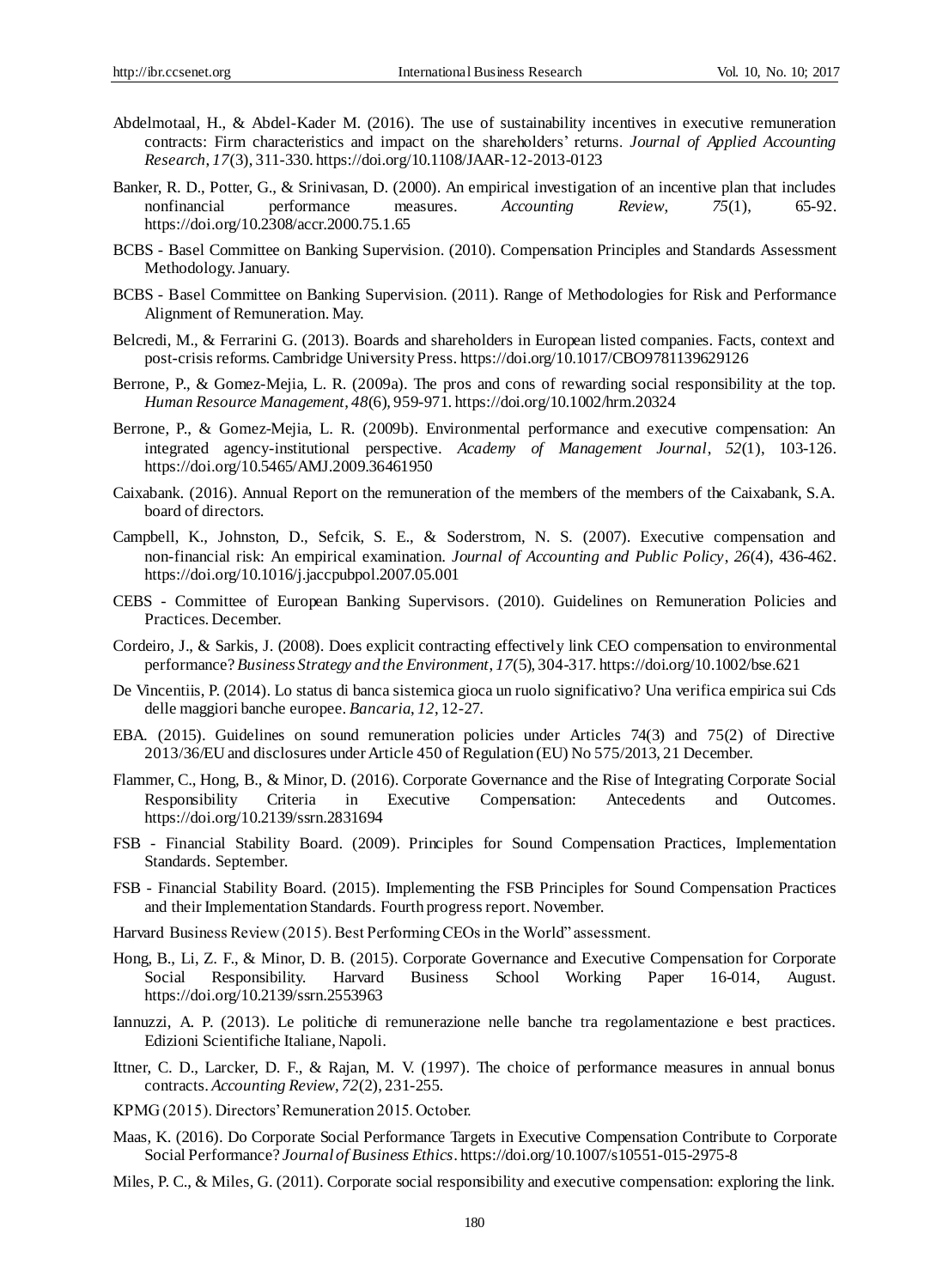Abdelmotaal, H., & Abdel-Kader M. (2016). The use of sustainability incentives in executive remuneration contracts: Firm characteristics and impact on the shareholders' returns. *Journal of Applied Accounting Research*, *17*(3), 311-330. https://doi.org/10.1108/JAAR-12-2013-0123

Banker, R. D., Potter, G., & Srinivasan, D. (2000). An empirical investigation of an incentive plan that includes nonfinancial performance measures. *Accounting Review*, *75*(1), 65-92. https://doi.org/10.2308/accr.2000.75.1.65

BCBS - Basel Committee on Banking Supervision. (2010). Compensation Principles and Standards Assessment Methodology. January.

BCBS - Basel Committee on Banking Supervision. (2011). Range of Methodologies for Risk and Performance Alignment of Remuneration. May.

Belcredi, M., & Ferrarini G. (2013). Boards and shareholders in European listed companies. Facts, context and post-crisis reforms. Cambridge University Press. https://doi.org/10.1017/CBO9781139629126

Berrone, P., & Gomez-Mejia, L. R. (2009a). The pros and cons of rewarding social responsibility at the top. *Human Resource Management*, *48*(6), 959-971. https://doi.org/10.1002/hrm.20324

Berrone, P., & Gomez-Mejia, L. R. (2009b). Environmental performance and executive compensation: An integrated agency-institutional perspective. *Academy of Management Journal*, *52*(1), 103-126. https://doi.org/10.5465/AMJ.2009.36461950

Caixabank. (2016). Annual Report on the remuneration of the members of the members of the Caixabank, S.A. board of directors.

Campbell, K., Johnston, D., Sefcik, S. E., & Soderstrom, N. S. (2007). Executive compensation and non-financial risk: An empirical examination. *Journal of Accounting and Public Policy*, *26*(4), 436-462. https://doi.org/10.1016/j.jaccpubpol.2007.05.001

CEBS - Committee of European Banking Supervisors. (2010). Guidelines on Remuneration Policies and Practices. December.

Cordeiro, J., & Sarkis, J. (2008). Does explicit contracting effectively link CEO compensation to environmental performance? *Business Strategy and the Environment*, *17*(5), 304-317. https://doi.org/10.1002/bse.621

De Vincentiis, P. (2014). Lo status di banca sistemica gioca un ruolo significativo? Una verifica empirica sui Cds delle maggiori banche europee. *Bancaria*, *12*, 12-27.

EBA. (2015). Guidelines on sound remuneration policies under Articles 74(3) and 75(2) of Directive 2013/36/EU and disclosures under Article 450 of Regulation (EU) No 575/2013, 21 December.

Flammer, C., Hong, B., & Minor, D. (2016). Corporate Governance and the Rise of Integrating Corporate Social Responsibility Criteria in Executive Compensation: Antecedents and Outcomes. https://doi.org/10.2139/ssrn.2831694

FSB - Financial Stability Board. (2009). Principles for Sound Compensation Practices, Implementation Standards. September.

FSB - Financial Stability Board. (2015). Implementing the FSB Principles for Sound Compensation Practices and their Implementation Standards. Fourth progress report. November.

Harvard Business Review (2015). Best Performing CEOs in the World" assessment.

Hong, B., Li, Z. F., & Minor, D. B. (2015). Corporate Governance and Executive Compensation for Corporate Social Responsibility. Harvard Business School Working Paper 16-014, August. https://doi.org/10.2139/ssrn.2553963

Iannuzzi, A. P. (2013). Le politiche di remunerazione nelle banche tra regolamentazione e best practices. Edizioni Scientifiche Italiane, Napoli.

Ittner, C. D., Larcker, D. F., & Rajan, M. V. (1997). The choice of performance measures in annual bonus contracts. *Accounting Review*, *72*(2), 231-255.

KPMG (2015). Directors' Remuneration 2015. October.

Maas, K. (2016). Do Corporate Social Performance Targets in Executive Compensation Contribute to Corporate Social Performance? *Journal of Business Ethics*. https://doi.org/10.1007/s10551-015-2975-8

Miles, P. C., & Miles, G. (2011). Corporate social responsibility and executive compensation: exploring the link.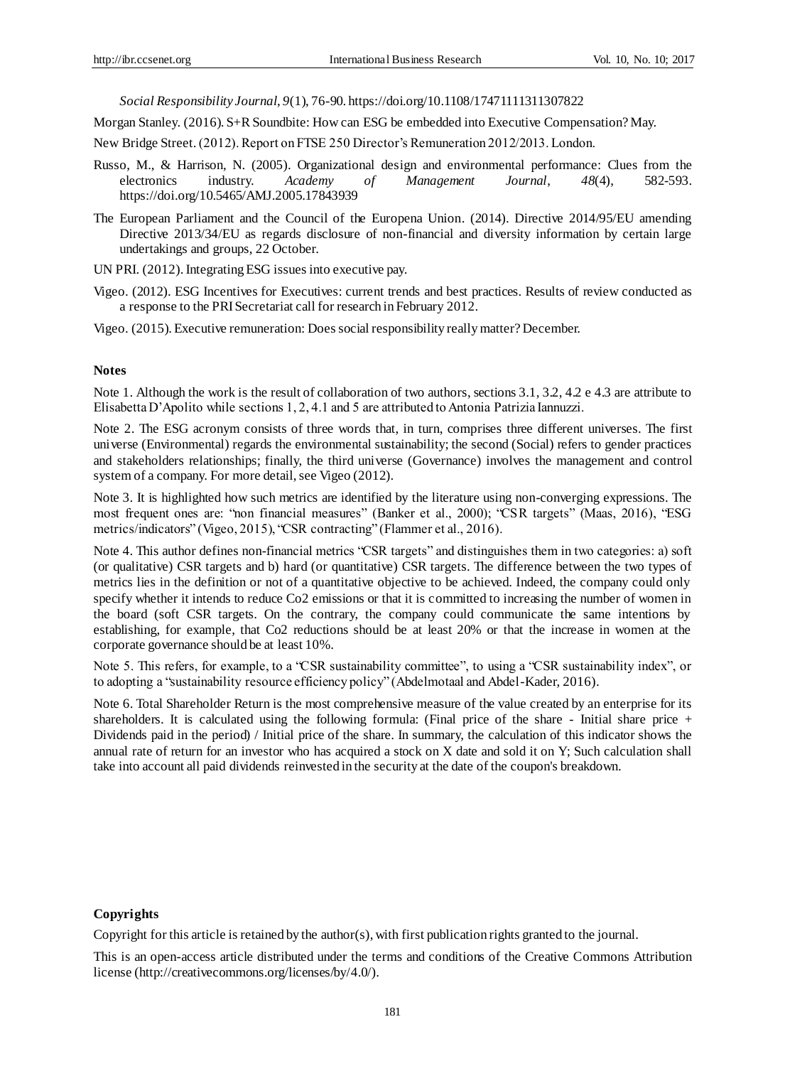*Social Responsibility Journal*, *9*(1), 76-90. https://doi.org/10.1108/17471111311307822

Morgan Stanley. (2016). S+R Soundbite: How can ESG be embedded into Executive Compensation? May.

New Bridge Street. (2012). Report on FTSE 250 Director's Remuneration 2012/2013. London.

Russo, M., & Harrison, N. (2005). Organizational design and environmental performance: Clues from the electronics industry. *Academy of Management Journal*, *48*(4), 582-593. https://doi.org/10.5465/AMJ.2005.17843939

The European Parliament and the Council of the Europena Union. (2014). Directive 2014/95/EU amending Directive 2013/34/EU as regards disclosure of non-financial and diversity information by certain large undertakings and groups, 22 October.

UN PRI. (2012). Integrating ESG issues into executive pay.

Vigeo. (2012). ESG Incentives for Executives: current trends and best practices. Results of review conducted as a response to the PRI Secretariat call for research in February 2012.

Vigeo. (2015). Executive remuneration: Does social responsibility really matter? December.

## Notes

Note 1. Although the work is the result of collaboration of two authors, sections 3.1, 3.2, 4.2 e 4.3 are attribute to Elisabetta D'Apolito while sections 1, 2, 4.1 and 5 are attributed to Antonia Patrizia Iannuzzi.

Note 2. The ESG acronym consists of three words that, in turn, comprises three different universes. The first universe (Environmental) regards the environmental sustainability; the second (Social) refers to gender practices and stakeholders relationships; finally, the third universe (Governance) involves the management and control system of a company. For more detail, see Vigeo (2012).

Note 3. It is highlighted how such metrics are identified by the literature using non-converging expressions. The most frequent ones are: "non financial measures" (Banker et al., 2000); "CSR targets" (Maas, 2016), "ESG metrics/indicators" (Vigeo, 2015), "CSR contracting" (Flammer et al., 2016).

Note 4. This author defines non-financial metrics "CSR targets" and distinguishes them in two categories: a) soft (or qualitative) CSR targets and b) hard (or quantitative) CSR targets. The difference between the two types of metrics lies in the definition or not of a quantitative objective to be achieved. Indeed, the company could only specify whether it intends to reduce Co2 emissions or that it is committed to increasing the number of women in the board (soft CSR targets. On the contrary, the company could communicate the same intentions by establishing, for example, that Co2 reductions should be at least 20% or that the increase in women at the corporate governance should be at least 10%.

Note 5. This refers, for example, to a "CSR sustainability committee", to using a "CSR sustainability index", or to adopting a "sustainability resource efficiency policy" (Abdelmotaal and Abdel-Kader, 2016).

Note 6. Total Shareholder Return is the most comprehensive measure of the value created by an enterprise for its shareholders. It is calculated using the following formula: (Final price of the share - Initial share price + Dividends paid in the period) / Initial price of the share. In summary, the calculation of this indicator shows the annual rate of return for an investor who has acquired a stock on X date and sold it on Y; Such calculation shall take into account all paid dividends reinvested in the security at the date of the coupon's breakdown.

## Copyrights

Copyright for this article is retained by the author(s), with first publication rights granted to the journal.

This is an open-access article distributed under the terms and conditions of the Creative Commons Attribution license (http://creativecommons.org/licenses/by/4.0/).